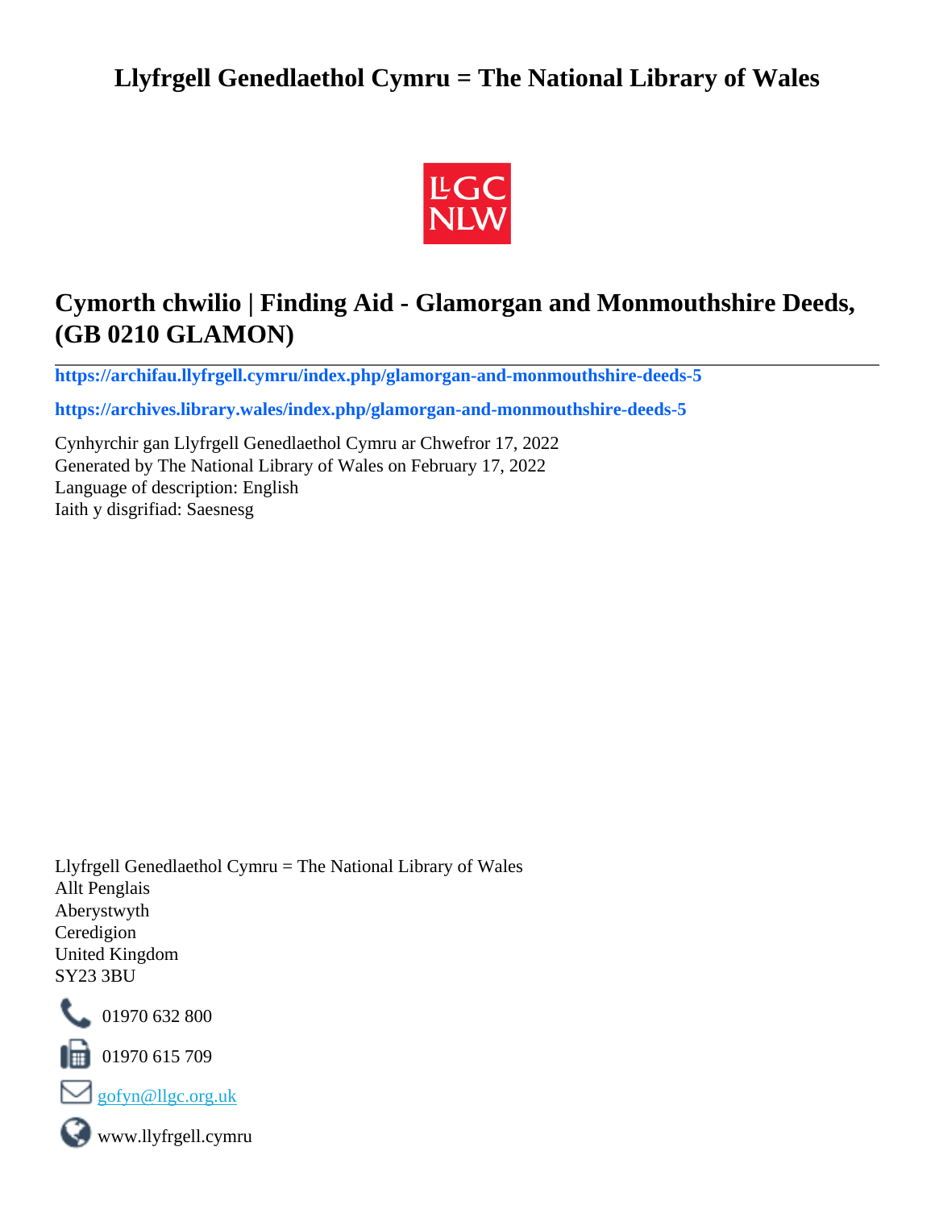# Llyfrgell Genedlaethol Cymru = The National Library of Wales

## Cymorth chwilio | Finding Aid - Glamorgan and Monmouthshire Deeds, (GB 0210 GLAMON)

**https://archifau.llyfrgell.cymru/index.php/glamorgan-and-monmouthshire-deeds-5**

**https://archives.library.wales/index.php/glamorgan-and-monmouthshire-deeds-5**

Cynhyrchir gan Llyfrgell Genedlaethol Cymru ar Chwefror 17, 2022
Generated by The National Library of Wales on February 17, 2022
Language of description: English
Iaith y disgrifiad: Saesnesg

Llyfrgell Genedlaethol Cymru = The National Library of Wales
Allt Penglais
Aberystwyth
Ceredigion
United Kingdom
SY23 3BU

01970 632 800

01970 615 709

gofyn@llgc.org.uk

www.llyfrgell.cymru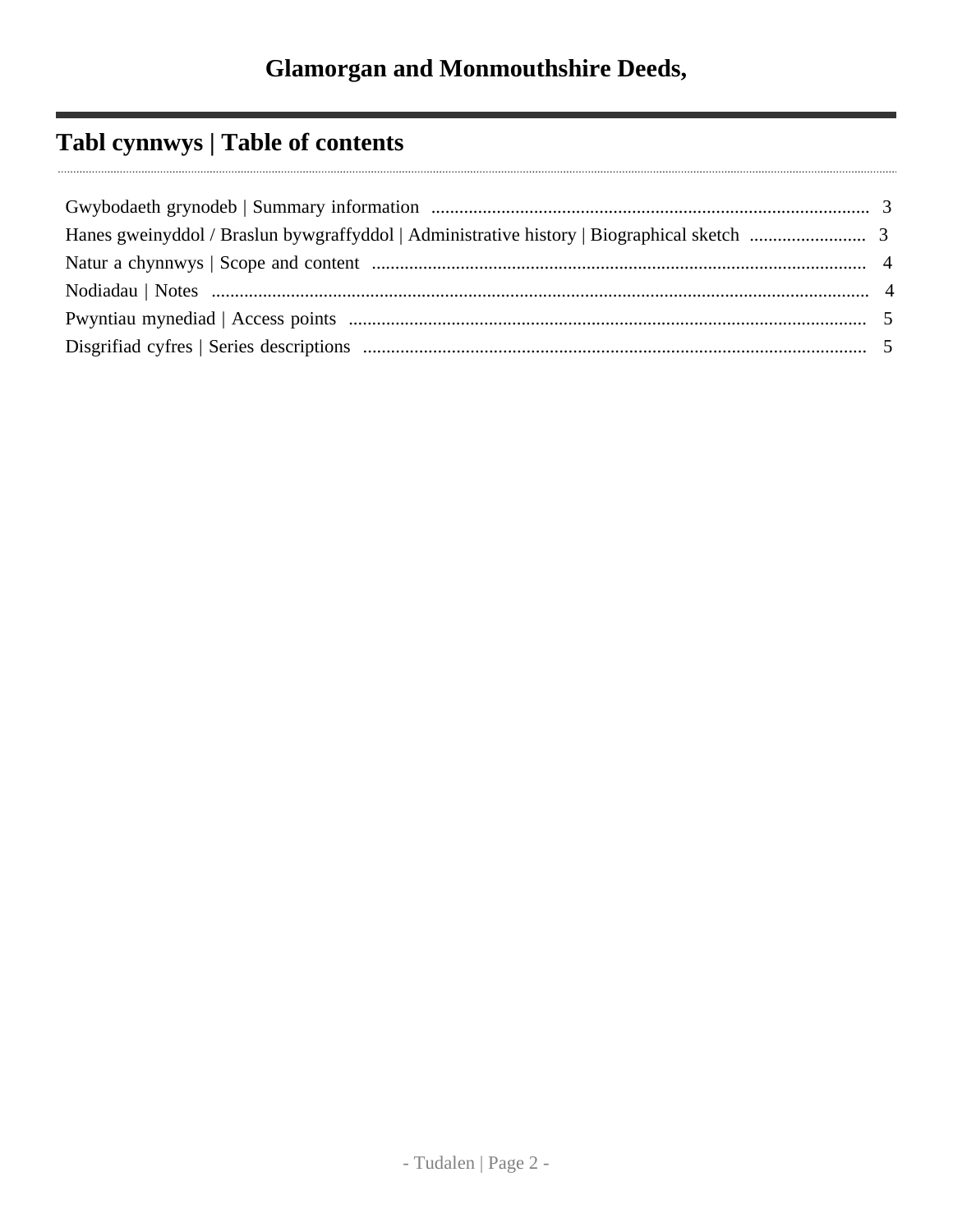# Glamorgan and Monmouthshire Deeds,

## Tabl cynnwys | Table of contents

- Gwybodaeth grynodeb | Summary information .......... 3
- Hanes gweinyddol / Braslun bywgraffyddol | Administrative history | Biographical sketch .......... 3
- Natur a chynnwys | Scope and content .......... 4
- Nodiadau | Notes .......... 4
- Pwyntiau mynediad | Access points .......... 5
- Disgrifiad cyfres | Series descriptions .......... 5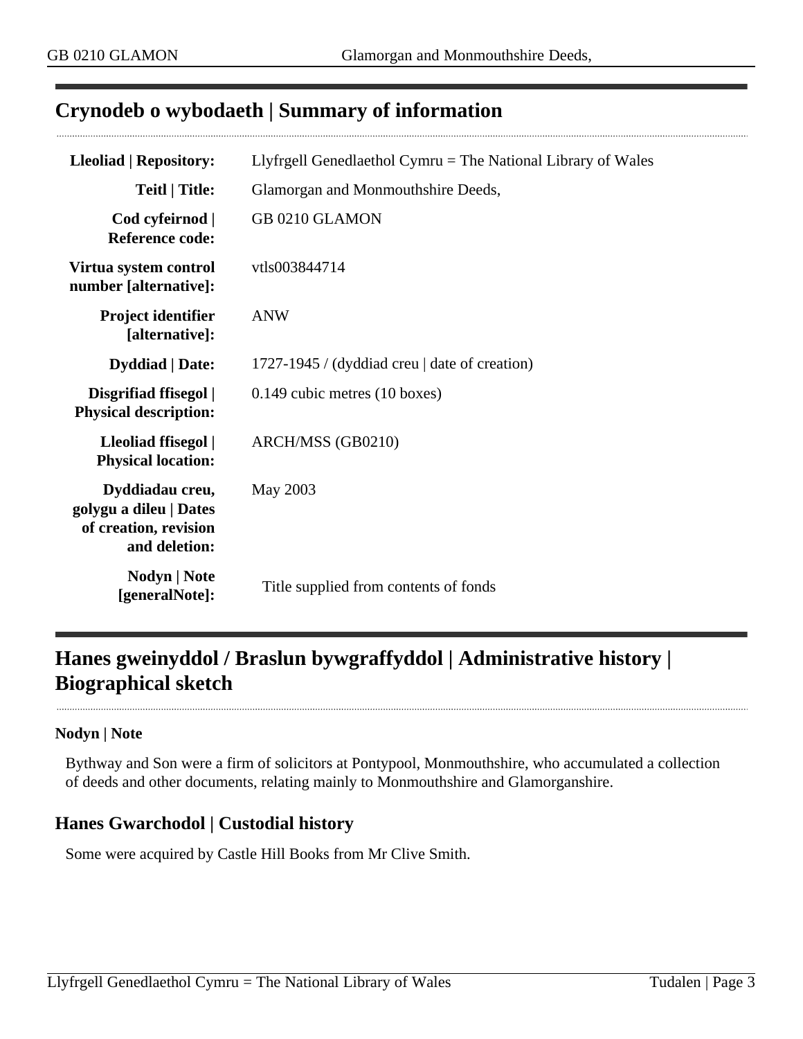## Crynodeb o wybodaeth | Summary of information

| | |
|---|---|
| **Lleoliad \| Repository:** | Llyfrgell Genedlaethol Cymru = The National Library of Wales |
| **Teitl \| Title:** | Glamorgan and Monmouthshire Deeds, |
| **Cod cyfeirnod \| Reference code:** | GB 0210 GLAMON |
| **Virtua system control number [alternative]:** | vtls003844714 |
| **Project identifier [alternative]:** | ANW |
| **Dyddiad \| Date:** | 1727-1945 / (dyddiad creu \| date of creation) |
| **Disgrifiad ffisegol \| Physical description:** | 0.149 cubic metres (10 boxes) |
| **Lleoliad ffisegol \| Physical location:** | ARCH/MSS (GB0210) |
| **Dyddiadau creu, golygu a dileu \| Dates of creation, revision and deletion:** | May 2003 |
| **Nodyn \| Note [generalNote]:** | Title supplied from contents of fonds |

## Hanes gweinyddol / Braslun bywgraffyddol | Administrative history | Biographical sketch

**Nodyn | Note**

Bythway and Son were a firm of solicitors at Pontypool, Monmouthshire, who accumulated a collection of deeds and other documents, relating mainly to Monmouthshire and Glamorganshire.

### Hanes Gwarchodol | Custodial history

Some were acquired by Castle Hill Books from Mr Clive Smith.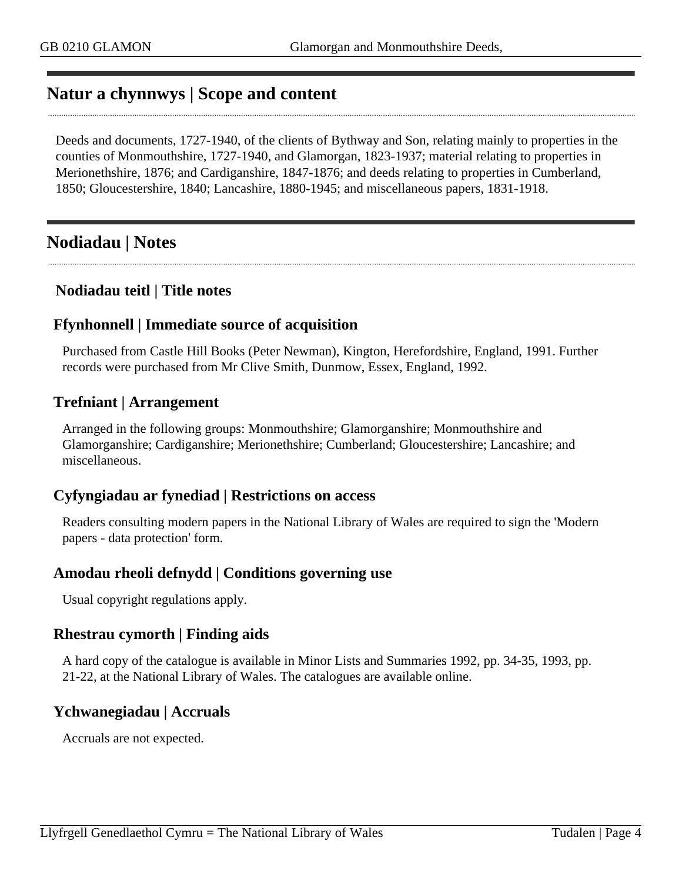## Natur a chynnwys | Scope and content

Deeds and documents, 1727-1940, of the clients of Bythway and Son, relating mainly to properties in the counties of Monmouthshire, 1727-1940, and Glamorgan, 1823-1937; material relating to properties in Merionethshire, 1876; and Cardiganshire, 1847-1876; and deeds relating to properties in Cumberland, 1850; Gloucestershire, 1840; Lancashire, 1880-1945; and miscellaneous papers, 1831-1918.

## Nodiadau | Notes

### Nodiadau teitl | Title notes

### Ffynhonnell | Immediate source of acquisition

Purchased from Castle Hill Books (Peter Newman), Kington, Herefordshire, England, 1991. Further records were purchased from Mr Clive Smith, Dunmow, Essex, England, 1992.

### Trefniant | Arrangement

Arranged in the following groups: Monmouthshire; Glamorganshire; Monmouthshire and Glamorganshire; Cardiganshire; Merionethshire; Cumberland; Gloucestershire; Lancashire; and miscellaneous.

### Cyfyngiadau ar fynediad | Restrictions on access

Readers consulting modern papers in the National Library of Wales are required to sign the 'Modern papers - data protection' form.

### Amodau rheoli defnydd | Conditions governing use

Usual copyright regulations apply.

### Rhestrau cymorth | Finding aids

A hard copy of the catalogue is available in Minor Lists and Summaries 1992, pp. 34-35, 1993, pp. 21-22, at the National Library of Wales. The catalogues are available online.

### Ychwanegiadau | Accruals

Accruals are not expected.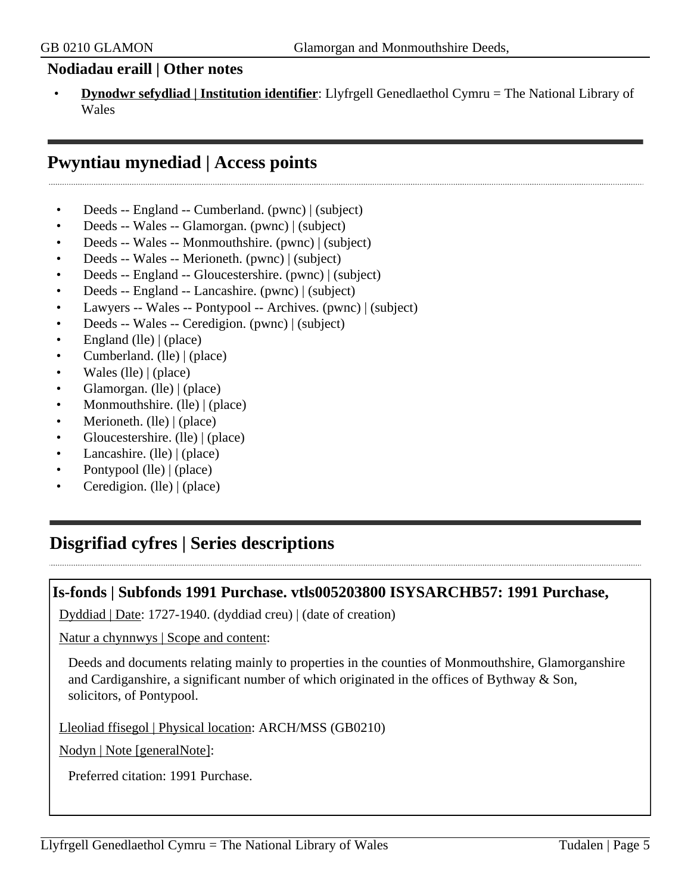### Nodiadau eraill | Other notes

- **Dynodwr sefydliad | Institution identifier**: Llyfrgell Genedlaethol Cymru = The National Library of Wales

## Pwyntiau mynediad | Access points

- Deeds -- England -- Cumberland. (pwnc) | (subject)
- Deeds -- Wales -- Glamorgan. (pwnc) | (subject)
- Deeds -- Wales -- Monmouthshire. (pwnc) | (subject)
- Deeds -- Wales -- Merioneth. (pwnc) | (subject)
- Deeds -- England -- Gloucestershire. (pwnc) | (subject)
- Deeds -- England -- Lancashire. (pwnc) | (subject)
- Lawyers -- Wales -- Pontypool -- Archives. (pwnc) | (subject)
- Deeds -- Wales -- Ceredigion. (pwnc) | (subject)
- England (lle) | (place)
- Cumberland. (lle) | (place)
- Wales (lle) | (place)
- Glamorgan. (lle) | (place)
- Monmouthshire. (lle) | (place)
- Merioneth. (lle) | (place)
- Gloucestershire. (lle) | (place)
- Lancashire. (lle) | (place)
- Pontypool (lle) | (place)
- Ceredigion. (lle) | (place)

## Disgrifiad cyfres | Series descriptions

### Is-fonds | Subfonds 1991 Purchase. vtls005203800 ISYSARCHB57: 1991 Purchase,

Dyddiad | Date: 1727-1940. (dyddiad creu) | (date of creation)

Natur a chynnwys | Scope and content:

Deeds and documents relating mainly to properties in the counties of Monmouthshire, Glamorganshire and Cardiganshire, a significant number of which originated in the offices of Bythway & Son, solicitors, of Pontypool.

Lleoliad ffisegol | Physical location: ARCH/MSS (GB0210)

Nodyn | Note [generalNote]:

Preferred citation: 1991 Purchase.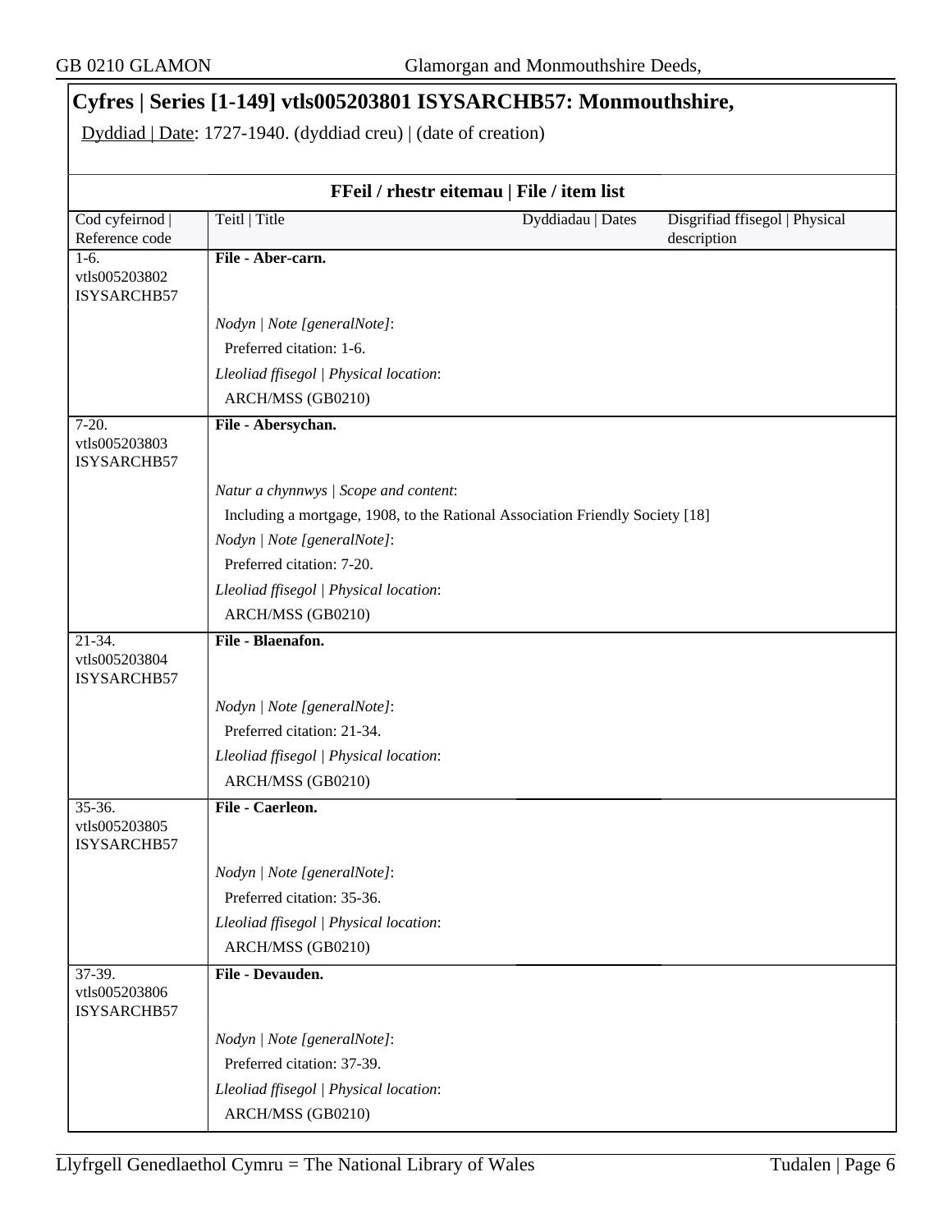## Cyfres | Series [1-149] vtls005203801 ISYSARCHB57: Monmouthshire,

Dyddiad | Date: 1727-1940. (dyddiad creu) | (date of creation)

### FFeil / rhestr eitemau | File / item list

| Cod cyfeirnod \| Reference code | Teitl \| Title | Dyddiadau \| Dates | Disgrifiad ffisegol \| Physical description |
|---|---|---|---|
| 1-6. vtls005203802 ISYSARCHB57 | **File - Aber-carn.**<br><br>*Nodyn \| Note [generalNote]*:<br>Preferred citation: 1-6.<br>*Lleoliad ffisegol \| Physical location*:<br>ARCH/MSS (GB0210) | | |
| 7-20. vtls005203803 ISYSARCHB57 | **File - Abersychan.**<br><br>*Natur a chynnwys \| Scope and content*:<br>Including a mortgage, 1908, to the Rational Association Friendly Society [18]<br>*Nodyn \| Note [generalNote]*:<br>Preferred citation: 7-20.<br>*Lleoliad ffisegol \| Physical location*:<br>ARCH/MSS (GB0210) | | |
| 21-34. vtls005203804 ISYSARCHB57 | **File - Blaenafon.**<br><br>*Nodyn \| Note [generalNote]*:<br>Preferred citation: 21-34.<br>*Lleoliad ffisegol \| Physical location*:<br>ARCH/MSS (GB0210) | | |
| 35-36. vtls005203805 ISYSARCHB57 | **File - Caerleon.**<br><br>*Nodyn \| Note [generalNote]*:<br>Preferred citation: 35-36.<br>*Lleoliad ffisegol \| Physical location*:<br>ARCH/MSS (GB0210) | | |
| 37-39. vtls005203806 ISYSARCHB57 | **File - Devauden.**<br><br>*Nodyn \| Note [generalNote]*:<br>Preferred citation: 37-39.<br>*Lleoliad ffisegol \| Physical location*:<br>ARCH/MSS (GB0210) | | |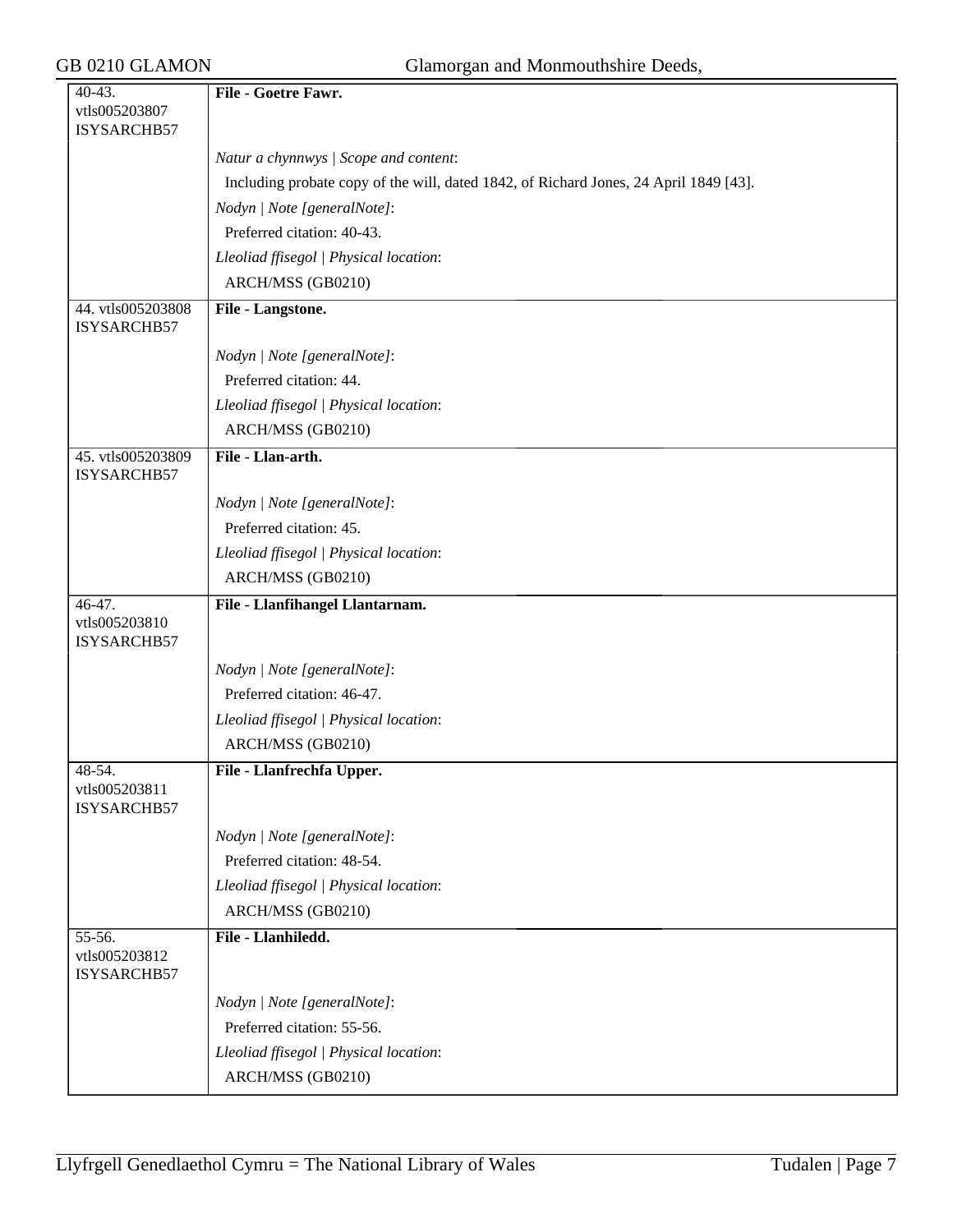| 40-43. vtls005203807 ISYSARCHB57 | **File - Goetre Fawr.** |
|---|---|
| | *Natur a chynnwys \| Scope and content*: |
| | Including probate copy of the will, dated 1842, of Richard Jones, 24 April 1849 [43]. |
| | *Nodyn \| Note [generalNote]*: |
| | Preferred citation: 40-43. |
| | *Lleoliad ffisegol \| Physical location*: |
| | ARCH/MSS (GB0210) |
| 44. vtls005203808 ISYSARCHB57 | **File - Langstone.** |
| | *Nodyn \| Note [generalNote]*: |
| | Preferred citation: 44. |
| | *Lleoliad ffisegol \| Physical location*: |
| | ARCH/MSS (GB0210) |
| 45. vtls005203809 ISYSARCHB57 | **File - Llan-arth.** |
| | *Nodyn \| Note [generalNote]*: |
| | Preferred citation: 45. |
| | *Lleoliad ffisegol \| Physical location*: |
| | ARCH/MSS (GB0210) |
| 46-47. vtls005203810 ISYSARCHB57 | **File - Llanfihangel Llantarnam.** |
| | *Nodyn \| Note [generalNote]*: |
| | Preferred citation: 46-47. |
| | *Lleoliad ffisegol \| Physical location*: |
| | ARCH/MSS (GB0210) |
| 48-54. vtls005203811 ISYSARCHB57 | **File - Llanfrechfa Upper.** |
| | *Nodyn \| Note [generalNote]*: |
| | Preferred citation: 48-54. |
| | *Lleoliad ffisegol \| Physical location*: |
| | ARCH/MSS (GB0210) |
| 55-56. vtls005203812 ISYSARCHB57 | **File - Llanhiledd.** |
| | *Nodyn \| Note [generalNote]*: |
| | Preferred citation: 55-56. |
| | *Lleoliad ffisegol \| Physical location*: |
| | ARCH/MSS (GB0210) |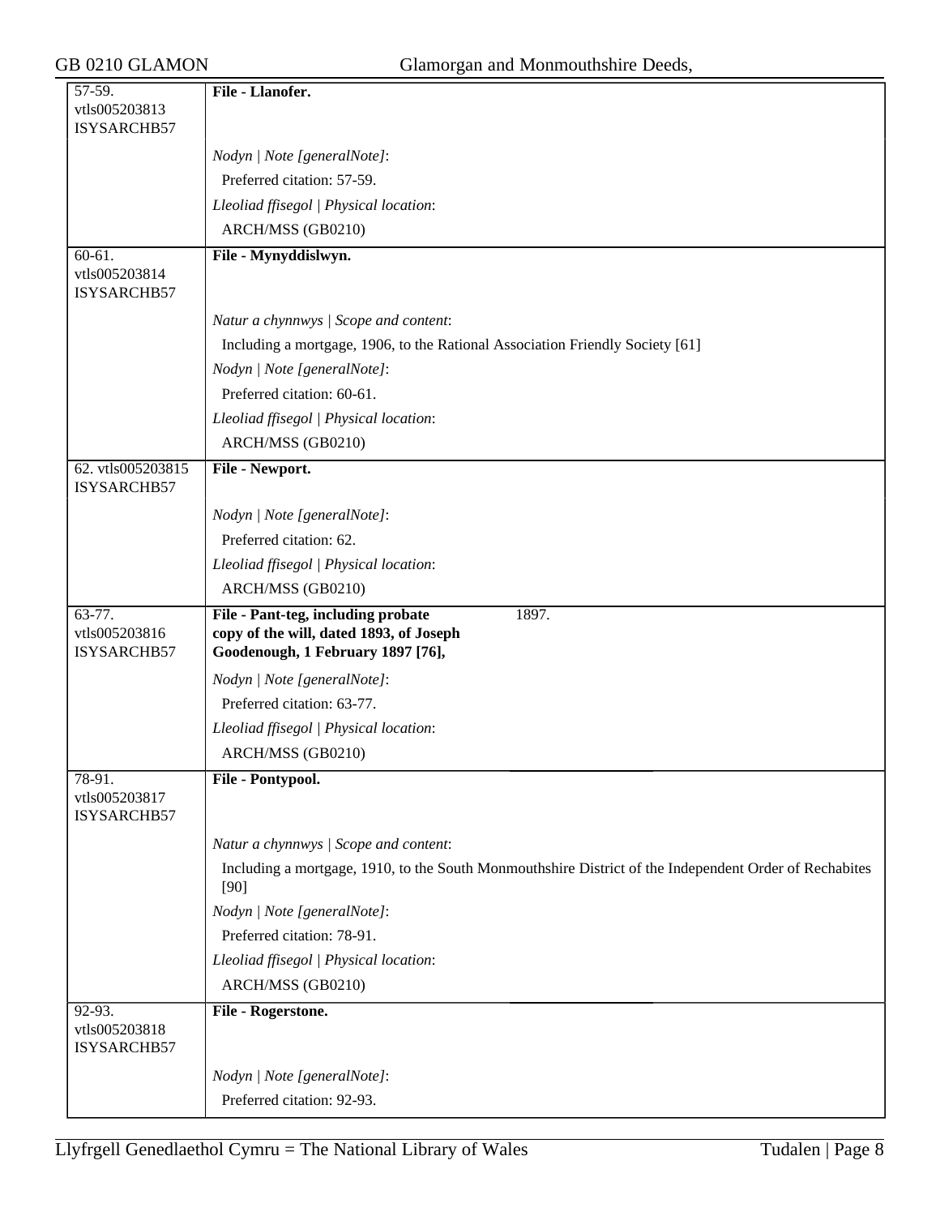| | |
|---|---|
| 57-59. vtls005203813 ISYSARCHB57 | **File - Llanofer.** |
| | *Nodyn \| Note [generalNote]*: |
| | Preferred citation: 57-59. |
| | *Lleoliad ffisegol \| Physical location*: |
| | ARCH/MSS (GB0210) |
| 60-61. vtls005203814 ISYSARCHB57 | **File - Mynyddislwyn.** |
| | *Natur a chynnwys \| Scope and content*: |
| | Including a mortgage, 1906, to the Rational Association Friendly Society [61] |
| | *Nodyn \| Note [generalNote]*: |
| | Preferred citation: 60-61. |
| | *Lleoliad ffisegol \| Physical location*: |
| | ARCH/MSS (GB0210) |
| 62. vtls005203815 ISYSARCHB57 | **File - Newport.** |
| | *Nodyn \| Note [generalNote]*: |
| | Preferred citation: 62. |
| | *Lleoliad ffisegol \| Physical location*: |
| | ARCH/MSS (GB0210) |
| 63-77. vtls005203816 ISYSARCHB57 | **File - Pant-teg, including probate copy of the will, dated 1893, of Joseph Goodenough, 1 February 1897 [76],** 1897. |
| | *Nodyn \| Note [generalNote]*: |
| | Preferred citation: 63-77. |
| | *Lleoliad ffisegol \| Physical location*: |
| | ARCH/MSS (GB0210) |
| 78-91. vtls005203817 ISYSARCHB57 | **File - Pontypool.** |
| | *Natur a chynnwys \| Scope and content*: |
| | Including a mortgage, 1910, to the South Monmouthshire District of the Independent Order of Rechabites [90] |
| | *Nodyn \| Note [generalNote]*: |
| | Preferred citation: 78-91. |
| | *Lleoliad ffisegol \| Physical location*: |
| | ARCH/MSS (GB0210) |
| 92-93. vtls005203818 ISYSARCHB57 | **File - Rogerstone.** |
| | *Nodyn \| Note [generalNote]*: |
| | Preferred citation: 92-93. |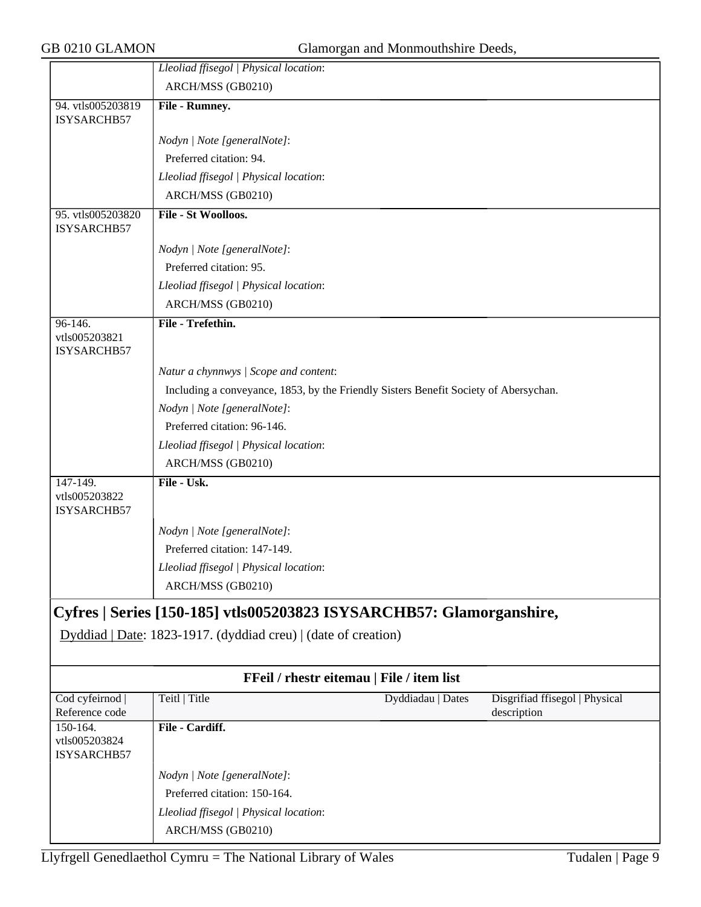| | |
|---|---|
| | *Lleoliad ffisegol \| Physical location*:<br>ARCH/MSS (GB0210) |
| 94. vtls005203819 ISYSARCHB57 | **File - Rumney.**<br><br>*Nodyn \| Note [generalNote]*:<br>Preferred citation: 94.<br>*Lleoliad ffisegol \| Physical location*:<br>ARCH/MSS (GB0210) |
| 95. vtls005203820 ISYSARCHB57 | **File - St Woolloos.**<br><br>*Nodyn \| Note [generalNote]*:<br>Preferred citation: 95.<br>*Lleoliad ffisegol \| Physical location*:<br>ARCH/MSS (GB0210) |
| 96-146. vtls005203821 ISYSARCHB57 | **File - Trefethin.**<br><br>*Natur a chynnwys \| Scope and content*:<br>Including a conveyance, 1853, by the Friendly Sisters Benefit Society of Abersychan.<br>*Nodyn \| Note [generalNote]*:<br>Preferred citation: 96-146.<br>*Lleoliad ffisegol \| Physical location*:<br>ARCH/MSS (GB0210) |
| 147-149. vtls005203822 ISYSARCHB57 | **File - Usk.**<br><br>*Nodyn \| Note [generalNote]*:<br>Preferred citation: 147-149.<br>*Lleoliad ffisegol \| Physical location*:<br>ARCH/MSS (GB0210) |

## Cyfres | Series [150-185] vtls005203823 ISYSARCHB57: Glamorganshire,

Dyddiad | Date: 1823-1917. (dyddiad creu) | (date of creation)

**FFeil / rhestr eitemau | File / item list**

| Cod cyfeirnod \| Reference code | Teitl \| Title | Dyddiadau \| Dates | Disgrifiad ffisegol \| Physical description |
|---|---|---|---|
| 150-164. vtls005203824 ISYSARCHB57 | **File - Cardiff.**<br><br>*Nodyn \| Note [generalNote]*:<br>Preferred citation: 150-164.<br>*Lleoliad ffisegol \| Physical location*:<br>ARCH/MSS (GB0210) | | |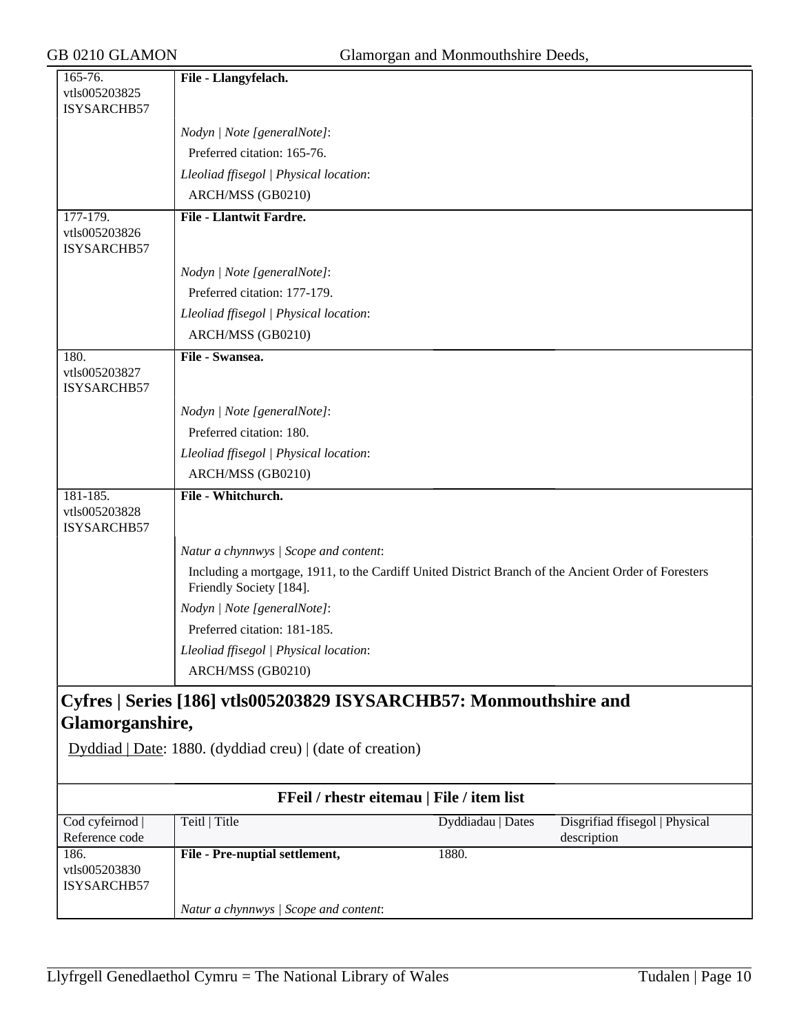| | |
|---|---|
| 165-76.<br>vtls005203825<br>ISYSARCHB57 | **File - Llangyfelach.** |
| | *Nodyn \| Note [generalNote]*:<br>Preferred citation: 165-76.<br>*Lleoliad ffisegol \| Physical location*:<br>ARCH/MSS (GB0210) |
| 177-179.<br>vtls005203826<br>ISYSARCHB57 | **File - Llantwit Fardre.** |
| | *Nodyn \| Note [generalNote]*:<br>Preferred citation: 177-179.<br>*Lleoliad ffisegol \| Physical location*:<br>ARCH/MSS (GB0210) |
| 180.<br>vtls005203827<br>ISYSARCHB57 | **File - Swansea.** |
| | *Nodyn \| Note [generalNote]*:<br>Preferred citation: 180.<br>*Lleoliad ffisegol \| Physical location*:<br>ARCH/MSS (GB0210) |
| 181-185.<br>vtls005203828<br>ISYSARCHB57 | **File - Whitchurch.** |
| | *Natur a chynnwys \| Scope and content*:<br>Including a mortgage, 1911, to the Cardiff United District Branch of the Ancient Order of Foresters Friendly Society [184].<br>*Nodyn \| Note [generalNote]*:<br>Preferred citation: 181-185.<br>*Lleoliad ffisegol \| Physical location*:<br>ARCH/MSS (GB0210) |

## Cyfres | Series [186] vtls005203829 ISYSARCHB57: Monmouthshire and Glamorganshire,

Dyddiad | Date: 1880. (dyddiad creu) | (date of creation)

**FFeil / rhestr eitemau | File / item list**

| Cod cyfeirnod \| Reference code | Teitl \| Title | Dyddiadau \| Dates | Disgrifiad ffisegol \| Physical description |
|---|---|---|---|
| 186.<br>vtls005203830<br>ISYSARCHB57 | **File - Pre-nuptial settlement,** | 1880. | |
| | *Natur a chynnwys \| Scope and content*: | | |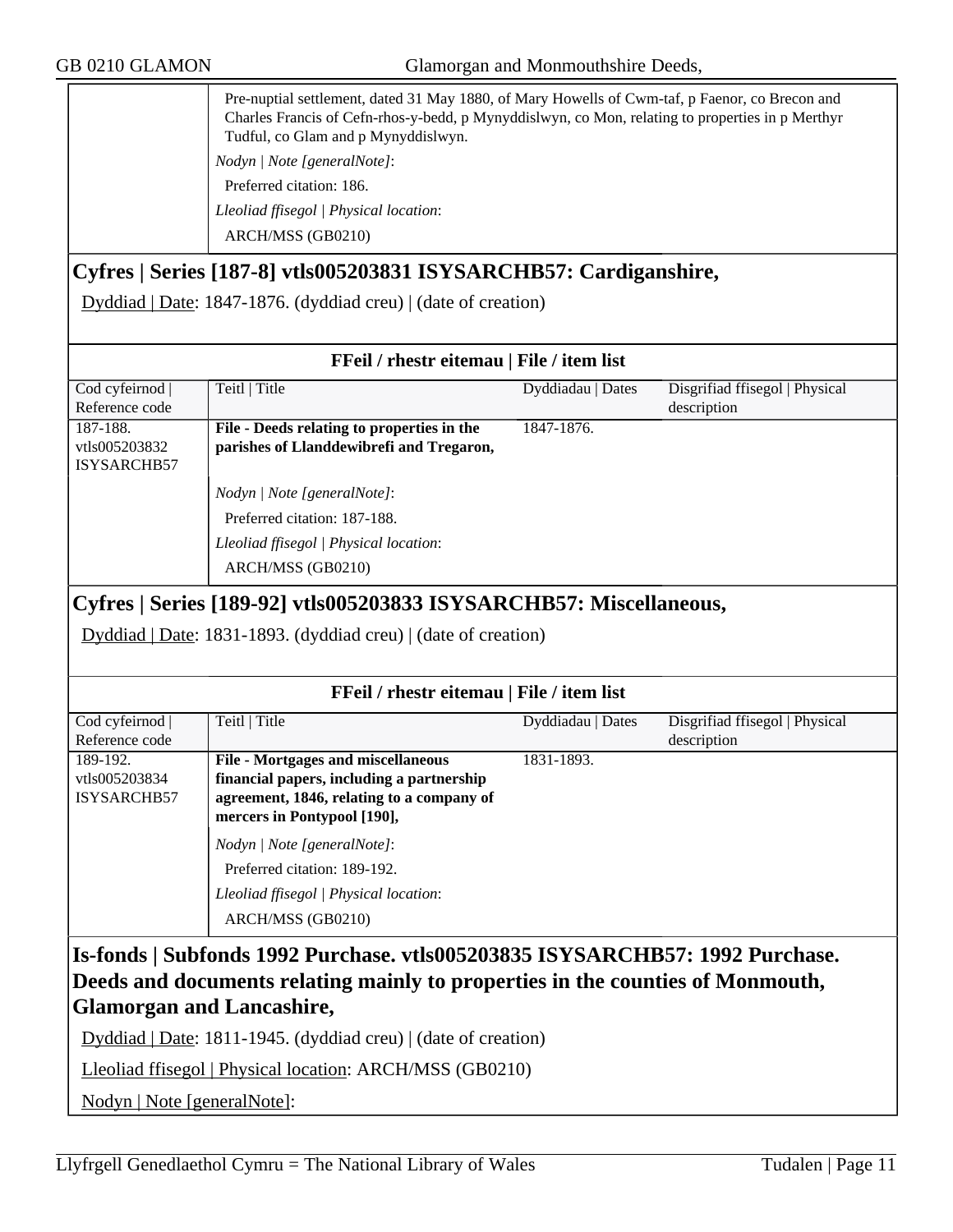Pre-nuptial settlement, dated 31 May 1880, of Mary Howells of Cwm-taf, p Faenor, co Brecon and Charles Francis of Cefn-rhos-y-bedd, p Mynyddislwyn, co Mon, relating to properties in p Merthyr Tudful, co Glam and p Mynyddislwyn.

*Nodyn | Note [generalNote]*:

Preferred citation: 186.

*Lleoliad ffisegol | Physical location*:

ARCH/MSS (GB0210)

## Cyfres | Series [187-8] vtls005203831 ISYSARCHB57: Cardiganshire,

Dyddiad | Date: 1847-1876. (dyddiad creu) | (date of creation)

**FFeil / rhestr eitemau | File / item list**

| Cod cyfeirnod \| Reference code | Teitl \| Title | Dyddiadau \| Dates | Disgrifiad ffisegol \| Physical description |
|---|---|---|---|
| 187-188. vtls005203832 ISYSARCHB57 | **File - Deeds relating to properties in the parishes of Llanddewibrefi and Tregaron,** | 1847-1876. | |
| | *Nodyn \| Note [generalNote]*: Preferred citation: 187-188. *Lleoliad ffisegol \| Physical location*: ARCH/MSS (GB0210) | | |

## Cyfres | Series [189-92] vtls005203833 ISYSARCHB57: Miscellaneous,

Dyddiad | Date: 1831-1893. (dyddiad creu) | (date of creation)

**FFeil / rhestr eitemau | File / item list**

| Cod cyfeirnod \| Reference code | Teitl \| Title | Dyddiadau \| Dates | Disgrifiad ffisegol \| Physical description |
|---|---|---|---|
| 189-192. vtls005203834 ISYSARCHB57 | **File - Mortgages and miscellaneous financial papers, including a partnership agreement, 1846, relating to a company of mercers in Pontypool [190],** | 1831-1893. | |
| | *Nodyn \| Note [generalNote]*: Preferred citation: 189-192. *Lleoliad ffisegol \| Physical location*: ARCH/MSS (GB0210) | | |

## Is-fonds | Subfonds 1992 Purchase. vtls005203835 ISYSARCHB57: 1992 Purchase. Deeds and documents relating mainly to properties in the counties of Monmouth, Glamorgan and Lancashire,

Dyddiad | Date: 1811-1945. (dyddiad creu) | (date of creation)

Lleoliad ffisegol | Physical location: ARCH/MSS (GB0210)

Nodyn | Note [generalNote]: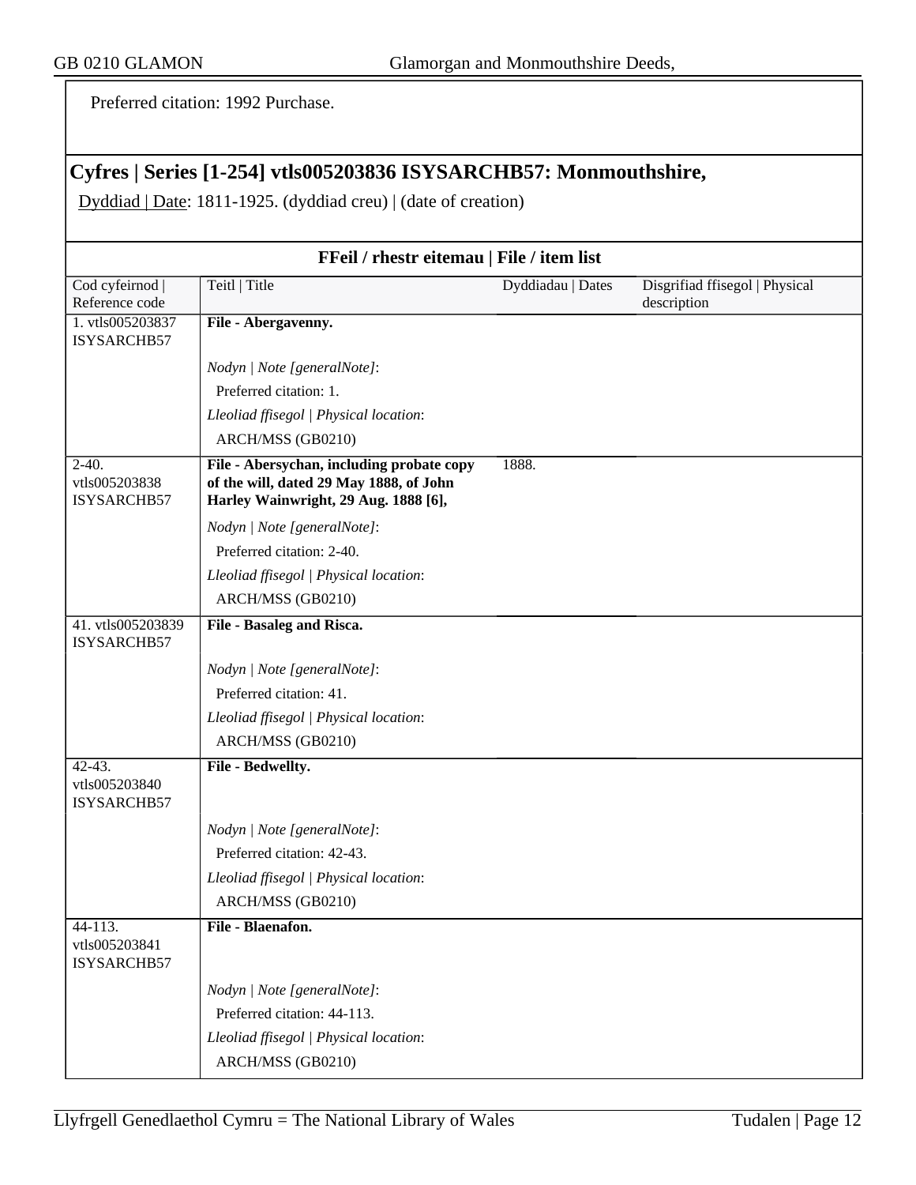Preferred citation: 1992 Purchase.

## Cyfres | Series [1-254] vtls005203836 ISYSARCHB57: Monmouthshire,

Dyddiad | Date: 1811-1925. (dyddiad creu) | (date of creation)

### FFeil / rhestr eitemau | File / item list

| Cod cyfeirnod \| Reference code | Teitl \| Title | Dyddiadau \| Dates | Disgrifiad ffisegol \| Physical description |
|---|---|---|---|
| 1. vtls005203837 ISYSARCHB57 | **File - Abergavenny.**<br>*Nodyn \| Note [generalNote]*:<br>Preferred citation: 1.<br>*Lleoliad ffisegol \| Physical location*:<br>ARCH/MSS (GB0210) | | |
| 2-40. vtls005203838 ISYSARCHB57 | **File - Abersychan, including probate copy of the will, dated 29 May 1888, of John Harley Wainwright, 29 Aug. 1888 [6],**<br>*Nodyn \| Note [generalNote]*:<br>Preferred citation: 2-40.<br>*Lleoliad ffisegol \| Physical location*:<br>ARCH/MSS (GB0210) | 1888. | |
| 41. vtls005203839 ISYSARCHB57 | **File - Basaleg and Risca.**<br>*Nodyn \| Note [generalNote]*:<br>Preferred citation: 41.<br>*Lleoliad ffisegol \| Physical location*:<br>ARCH/MSS (GB0210) | | |
| 42-43. vtls005203840 ISYSARCHB57 | **File - Bedwellty.**<br>*Nodyn \| Note [generalNote]*:<br>Preferred citation: 42-43.<br>*Lleoliad ffisegol \| Physical location*:<br>ARCH/MSS (GB0210) | | |
| 44-113. vtls005203841 ISYSARCHB57 | **File - Blaenafon.**<br>*Nodyn \| Note [generalNote]*:<br>Preferred citation: 44-113.<br>*Lleoliad ffisegol \| Physical location*:<br>ARCH/MSS (GB0210) | | |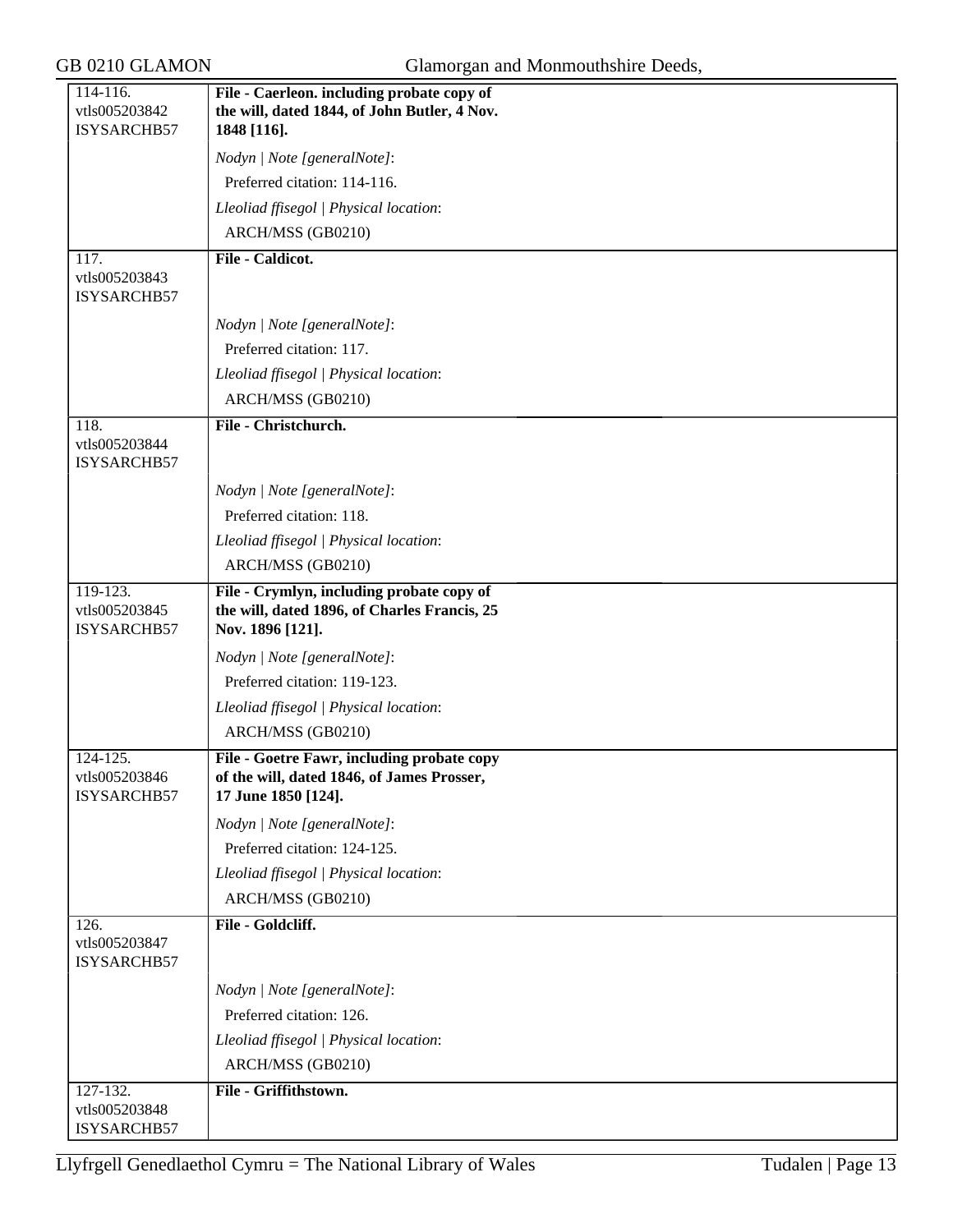| | |
|---|---|
| 114-116.<br>vtls005203842<br>ISYSARCHB57 | **File - Caerleon. including probate copy of the will, dated 1844, of John Butler, 4 Nov. 1848 [116].** |
| | *Nodyn \| Note [generalNote]*:<br>Preferred citation: 114-116.<br>*Lleoliad ffisegol \| Physical location*:<br>ARCH/MSS (GB0210) |
| 117.<br>vtls005203843<br>ISYSARCHB57 | **File - Caldicot.** |
| | *Nodyn \| Note [generalNote]*:<br>Preferred citation: 117.<br>*Lleoliad ffisegol \| Physical location*:<br>ARCH/MSS (GB0210) |
| 118.<br>vtls005203844<br>ISYSARCHB57 | **File - Christchurch.** |
| | *Nodyn \| Note [generalNote]*:<br>Preferred citation: 118.<br>*Lleoliad ffisegol \| Physical location*:<br>ARCH/MSS (GB0210) |
| 119-123.<br>vtls005203845<br>ISYSARCHB57 | **File - Crymlyn, including probate copy of the will, dated 1896, of Charles Francis, 25 Nov. 1896 [121].** |
| | *Nodyn \| Note [generalNote]*:<br>Preferred citation: 119-123.<br>*Lleoliad ffisegol \| Physical location*:<br>ARCH/MSS (GB0210) |
| 124-125.<br>vtls005203846<br>ISYSARCHB57 | **File - Goetre Fawr, including probate copy of the will, dated 1846, of James Prosser, 17 June 1850 [124].** |
| | *Nodyn \| Note [generalNote]*:<br>Preferred citation: 124-125.<br>*Lleoliad ffisegol \| Physical location*:<br>ARCH/MSS (GB0210) |
| 126.<br>vtls005203847<br>ISYSARCHB57 | **File - Goldcliff.** |
| | *Nodyn \| Note [generalNote]*:<br>Preferred citation: 126.<br>*Lleoliad ffisegol \| Physical location*:<br>ARCH/MSS (GB0210) |
| 127-132.<br>vtls005203848<br>ISYSARCHB57 | **File - Griffithstown.** |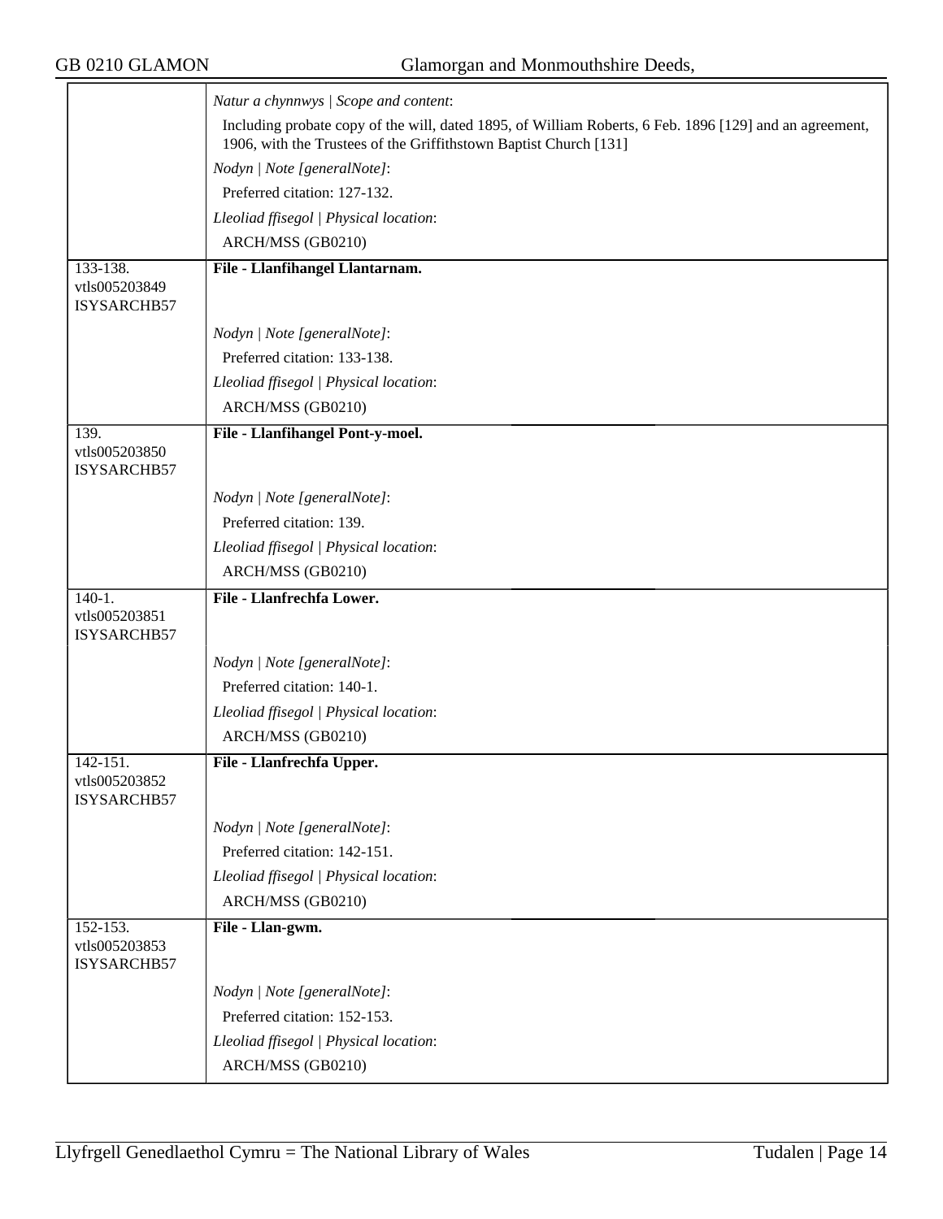| | |
|---|---|
| | *Natur a chynnwys \| Scope and content*:<br>Including probate copy of the will, dated 1895, of William Roberts, 6 Feb. 1896 [129] and an agreement, 1906, with the Trustees of the Griffithstown Baptist Church [131]<br>*Nodyn \| Note [generalNote]*:<br>Preferred citation: 127-132.<br>*Lleoliad ffisegol \| Physical location*:<br>ARCH/MSS (GB0210) |
| 133-138.<br>vtls005203849<br>ISYSARCHB57 | **File - Llanfihangel Llantarnam.**<br>*Nodyn \| Note [generalNote]*:<br>Preferred citation: 133-138.<br>*Lleoliad ffisegol \| Physical location*:<br>ARCH/MSS (GB0210) |
| 139.<br>vtls005203850<br>ISYSARCHB57 | **File - Llanfihangel Pont-y-moel.**<br>*Nodyn \| Note [generalNote]*:<br>Preferred citation: 139.<br>*Lleoliad ffisegol \| Physical location*:<br>ARCH/MSS (GB0210) |
| 140-1.<br>vtls005203851<br>ISYSARCHB57 | **File - Llanfrechfa Lower.**<br>*Nodyn \| Note [generalNote]*:<br>Preferred citation: 140-1.<br>*Lleoliad ffisegol \| Physical location*:<br>ARCH/MSS (GB0210) |
| 142-151.<br>vtls005203852<br>ISYSARCHB57 | **File - Llanfrechfa Upper.**<br>*Nodyn \| Note [generalNote]*:<br>Preferred citation: 142-151.<br>*Lleoliad ffisegol \| Physical location*:<br>ARCH/MSS (GB0210) |
| 152-153.<br>vtls005203853<br>ISYSARCHB57 | **File - Llan-gwm.**<br>*Nodyn \| Note [generalNote]*:<br>Preferred citation: 152-153.<br>*Lleoliad ffisegol \| Physical location*:<br>ARCH/MSS (GB0210) |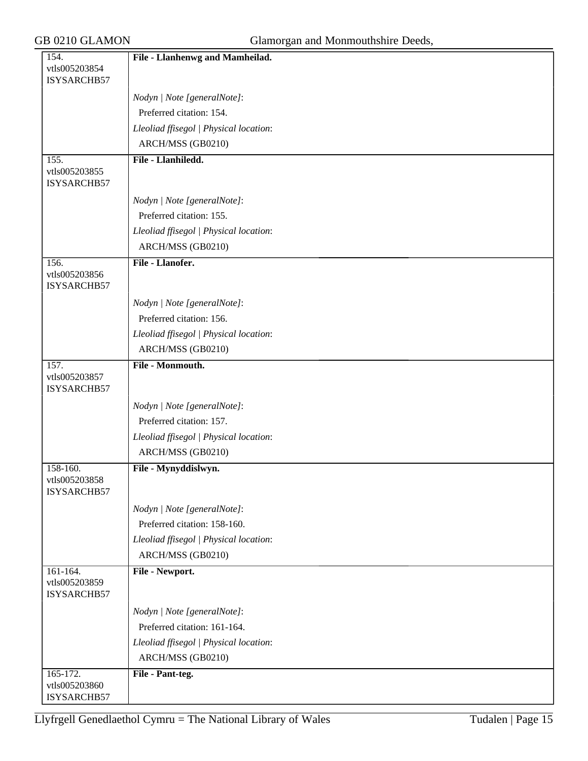| | |
|---|---|
| 154.<br>vtls005203854<br>ISYSARCHB57 | **File - Llanhenwg and Mamheilad.** |
| | *Nodyn \| Note [generalNote]*:<br>Preferred citation: 154.<br>*Lleoliad ffisegol \| Physical location*:<br>ARCH/MSS (GB0210) |
| 155.<br>vtls005203855<br>ISYSARCHB57 | **File - Llanhiledd.** |
| | *Nodyn \| Note [generalNote]*:<br>Preferred citation: 155.<br>*Lleoliad ffisegol \| Physical location*:<br>ARCH/MSS (GB0210) |
| 156.<br>vtls005203856<br>ISYSARCHB57 | **File - Llanofer.** |
| | *Nodyn \| Note [generalNote]*:<br>Preferred citation: 156.<br>*Lleoliad ffisegol \| Physical location*:<br>ARCH/MSS (GB0210) |
| 157.<br>vtls005203857<br>ISYSARCHB57 | **File - Monmouth.** |
| | *Nodyn \| Note [generalNote]*:<br>Preferred citation: 157.<br>*Lleoliad ffisegol \| Physical location*:<br>ARCH/MSS (GB0210) |
| 158-160.<br>vtls005203858<br>ISYSARCHB57 | **File - Mynyddislwyn.** |
| | *Nodyn \| Note [generalNote]*:<br>Preferred citation: 158-160.<br>*Lleoliad ffisegol \| Physical location*:<br>ARCH/MSS (GB0210) |
| 161-164.<br>vtls005203859<br>ISYSARCHB57 | **File - Newport.** |
| | *Nodyn \| Note [generalNote]*:<br>Preferred citation: 161-164.<br>*Lleoliad ffisegol \| Physical location*:<br>ARCH/MSS (GB0210) |
| 165-172.<br>vtls005203860<br>ISYSARCHB57 | **File - Pant-teg.** |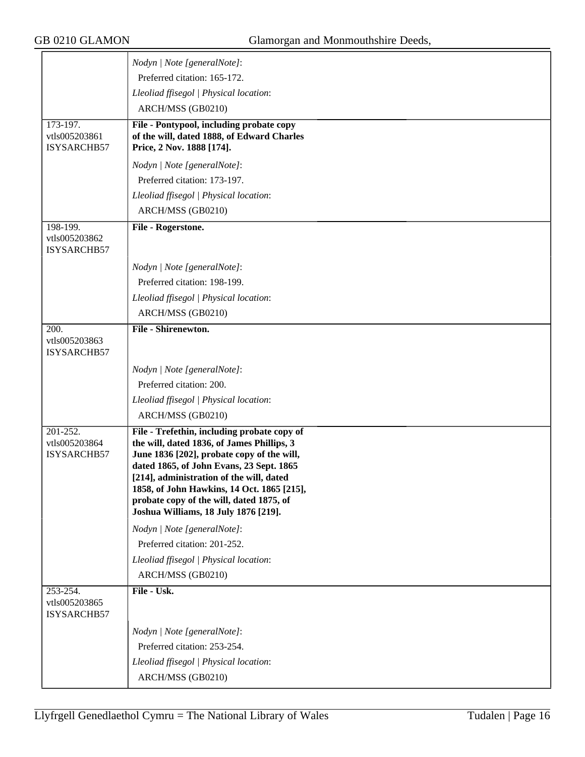| | |
|---|---|
| | *Nodyn \| Note [generalNote]*:<br>Preferred citation: 165-172.<br>*Lleoliad ffisegol \| Physical location*:<br>ARCH/MSS (GB0210) |
| 173-197.<br>vtls005203861<br>ISYSARCHB57 | **File - Pontypool, including probate copy of the will, dated 1888, of Edward Charles Price, 2 Nov. 1888 [174].**<br>*Nodyn \| Note [generalNote]*:<br>Preferred citation: 173-197.<br>*Lleoliad ffisegol \| Physical location*:<br>ARCH/MSS (GB0210) |
| 198-199.<br>vtls005203862<br>ISYSARCHB57 | **File - Rogerstone.**<br>*Nodyn \| Note [generalNote]*:<br>Preferred citation: 198-199.<br>*Lleoliad ffisegol \| Physical location*:<br>ARCH/MSS (GB0210) |
| 200.<br>vtls005203863<br>ISYSARCHB57 | **File - Shirenewton.**<br>*Nodyn \| Note [generalNote]*:<br>Preferred citation: 200.<br>*Lleoliad ffisegol \| Physical location*:<br>ARCH/MSS (GB0210) |
| 201-252.<br>vtls005203864<br>ISYSARCHB57 | **File - Trefethin, including probate copy of the will, dated 1836, of James Phillips, 3 June 1836 [202], probate copy of the will, dated 1865, of John Evans, 23 Sept. 1865 [214], administration of the will, dated 1858, of John Hawkins, 14 Oct. 1865 [215], probate copy of the will, dated 1875, of Joshua Williams, 18 July 1876 [219].**<br>*Nodyn \| Note [generalNote]*:<br>Preferred citation: 201-252.<br>*Lleoliad ffisegol \| Physical location*:<br>ARCH/MSS (GB0210) |
| 253-254.<br>vtls005203865<br>ISYSARCHB57 | **File - Usk.**<br>*Nodyn \| Note [generalNote]*:<br>Preferred citation: 253-254.<br>*Lleoliad ffisegol \| Physical location*:<br>ARCH/MSS (GB0210) |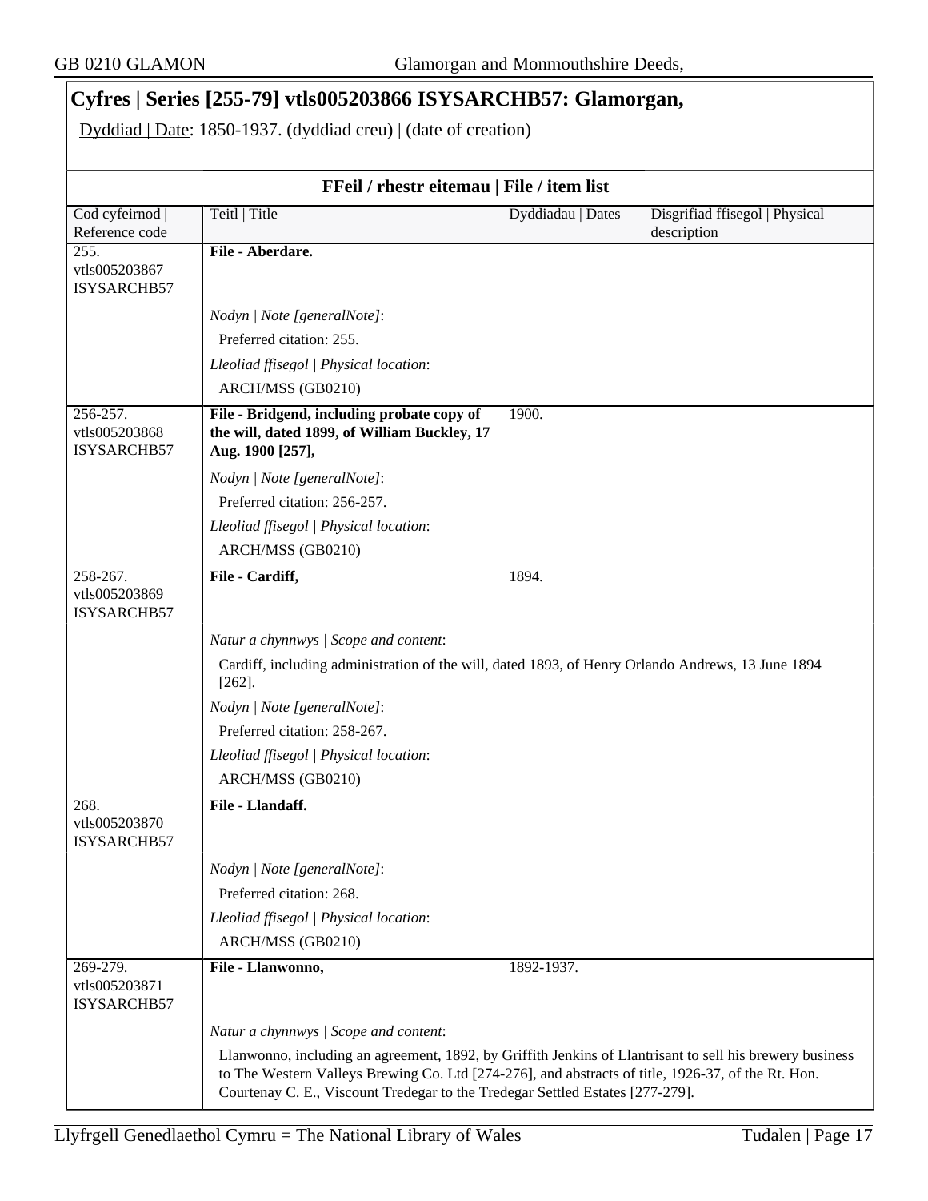## Cyfres | Series [255-79] vtls005203866 ISYSARCHB57: Glamorgan,

Dyddiad | Date: 1850-1937. (dyddiad creu) | (date of creation)

### FFeil / rhestr eitemau | File / item list

| Cod cyfeirnod \| Reference code | Teitl \| Title | Dyddiadau \| Dates | Disgrifiad ffisegol \| Physical description |
|---|---|---|---|
| 255. vtls005203867 ISYSARCHB57 | **File - Aberdare.** | | |
| | *Nodyn \| Note [generalNote]*: Preferred citation: 255. *Lleoliad ffisegol \| Physical location*: ARCH/MSS (GB0210) | | |
| 256-257. vtls005203868 ISYSARCHB57 | **File - Bridgend, including probate copy of the will, dated 1899, of William Buckley, 17 Aug. 1900 [257],** | 1900. | |
| | *Nodyn \| Note [generalNote]*: Preferred citation: 256-257. *Lleoliad ffisegol \| Physical location*: ARCH/MSS (GB0210) | | |
| 258-267. vtls005203869 ISYSARCHB57 | **File - Cardiff,** | 1894. | |
| | *Natur a chynnwys \| Scope and content*: Cardiff, including administration of the will, dated 1893, of Henry Orlando Andrews, 13 June 1894 [262]. *Nodyn \| Note [generalNote]*: Preferred citation: 258-267. *Lleoliad ffisegol \| Physical location*: ARCH/MSS (GB0210) | | |
| 268. vtls005203870 ISYSARCHB57 | **File - Llandaff.** | | |
| | *Nodyn \| Note [generalNote]*: Preferred citation: 268. *Lleoliad ffisegol \| Physical location*: ARCH/MSS (GB0210) | | |
| 269-279. vtls005203871 ISYSARCHB57 | **File - Llanwonno,** | 1892-1937. | |
| | *Natur a chynnwys \| Scope and content*: Llanwonno, including an agreement, 1892, by Griffith Jenkins of Llantrisant to sell his brewery business to The Western Valleys Brewing Co. Ltd [274-276], and abstracts of title, 1926-37, of the Rt. Hon. Courtenay C. E., Viscount Tredegar to the Tredegar Settled Estates [277-279]. | | |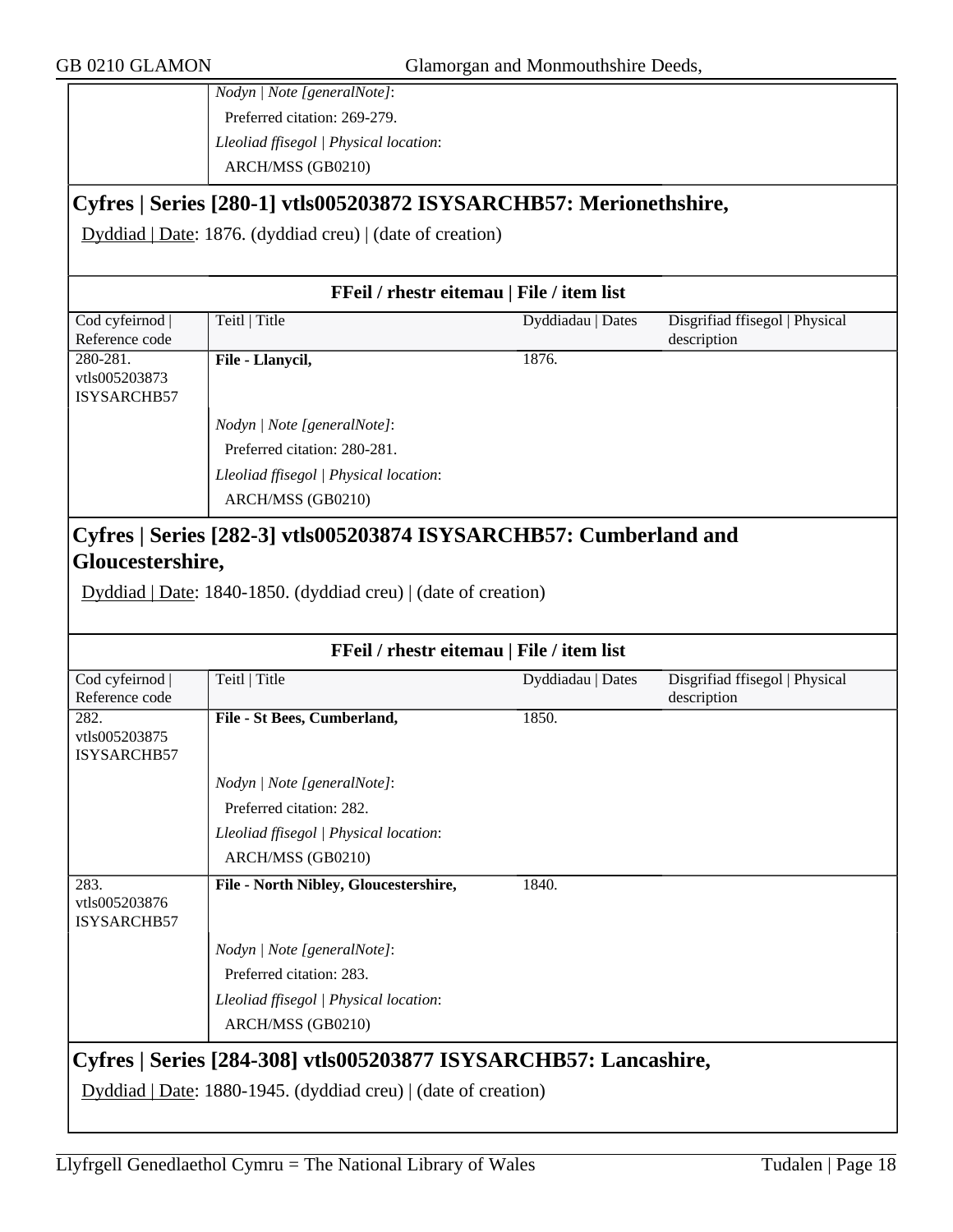*Nodyn | Note [generalNote]*:

Preferred citation: 269-279.

*Lleoliad ffisegol | Physical location*:

ARCH/MSS (GB0210)

## Cyfres | Series [280-1] vtls005203872 ISYSARCHB57: Merionethshire,

Dyddiad | Date: 1876. (dyddiad creu) | (date of creation)

### FFeil / rhestr eitemau | File / item list

| Cod cyfeirnod \| Reference code | Teitl \| Title | Dyddiadau \| Dates | Disgrifiad ffisegol \| Physical description |
|---|---|---|---|
| 280-281. vtls005203873 ISYSARCHB57 | **File - Llanycil,** | 1876. | |
| | *Nodyn \| Note [generalNote]*: Preferred citation: 280-281. *Lleoliad ffisegol \| Physical location*: ARCH/MSS (GB0210) | | |

## Cyfres | Series [282-3] vtls005203874 ISYSARCHB57: Cumberland and Gloucestershire,

Dyddiad | Date: 1840-1850. (dyddiad creu) | (date of creation)

### FFeil / rhestr eitemau | File / item list

| Cod cyfeirnod \| Reference code | Teitl \| Title | Dyddiadau \| Dates | Disgrifiad ffisegol \| Physical description |
|---|---|---|---|
| 282. vtls005203875 ISYSARCHB57 | **File - St Bees, Cumberland,** | 1850. | |
| | *Nodyn \| Note [generalNote]*: Preferred citation: 282. *Lleoliad ffisegol \| Physical location*: ARCH/MSS (GB0210) | | |
| 283. vtls005203876 ISYSARCHB57 | **File - North Nibley, Gloucestershire,** | 1840. | |
| | *Nodyn \| Note [generalNote]*: Preferred citation: 283. *Lleoliad ffisegol \| Physical location*: ARCH/MSS (GB0210) | | |

## Cyfres | Series [284-308] vtls005203877 ISYSARCHB57: Lancashire,

Dyddiad | Date: 1880-1945. (dyddiad creu) | (date of creation)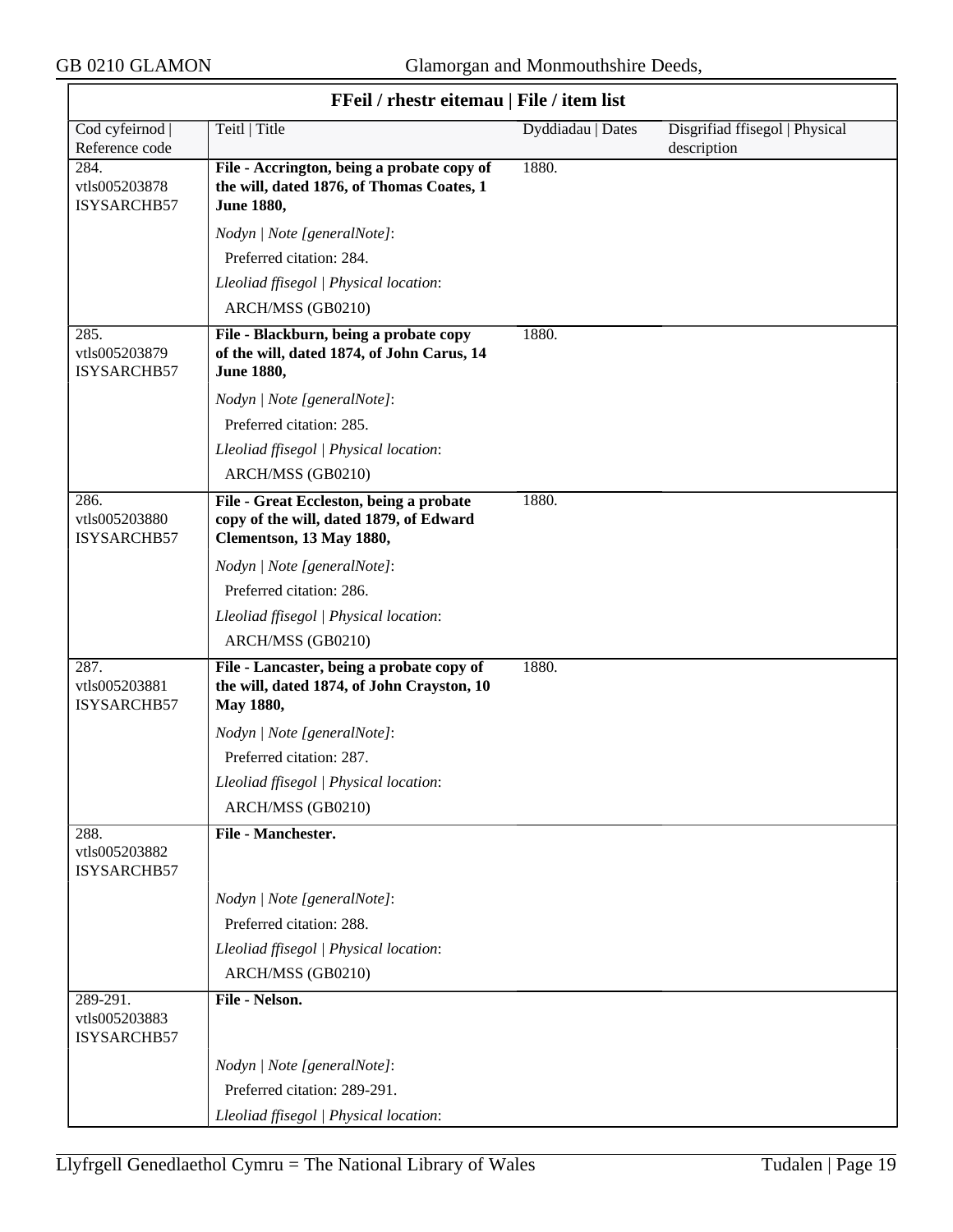## FFeil / rhestr eitemau | File / item list

| Cod cyfeirnod \| Reference code | Teitl \| Title | Dyddiadau \| Dates | Disgrifiad ffisegol \| Physical description |
|---|---|---|---|
| 284. vtls005203878 ISYSARCHB57 | **File - Accrington, being a probate copy of the will, dated 1876, of Thomas Coates, 1 June 1880,**<br>*Nodyn \| Note [generalNote]*:<br>Preferred citation: 284.<br>*Lleoliad ffisegol \| Physical location*:<br>ARCH/MSS (GB0210) | 1880. | |
| 285. vtls005203879 ISYSARCHB57 | **File - Blackburn, being a probate copy of the will, dated 1874, of John Carus, 14 June 1880,**<br>*Nodyn \| Note [generalNote]*:<br>Preferred citation: 285.<br>*Lleoliad ffisegol \| Physical location*:<br>ARCH/MSS (GB0210) | 1880. | |
| 286. vtls005203880 ISYSARCHB57 | **File - Great Eccleston, being a probate copy of the will, dated 1879, of Edward Clementson, 13 May 1880,**<br>*Nodyn \| Note [generalNote]*:<br>Preferred citation: 286.<br>*Lleoliad ffisegol \| Physical location*:<br>ARCH/MSS (GB0210) | 1880. | |
| 287. vtls005203881 ISYSARCHB57 | **File - Lancaster, being a probate copy of the will, dated 1874, of John Crayston, 10 May 1880,**<br>*Nodyn \| Note [generalNote]*:<br>Preferred citation: 287.<br>*Lleoliad ffisegol \| Physical location*:<br>ARCH/MSS (GB0210) | 1880. | |
| 288. vtls005203882 ISYSARCHB57 | **File - Manchester.**<br>*Nodyn \| Note [generalNote]*:<br>Preferred citation: 288.<br>*Lleoliad ffisegol \| Physical location*:<br>ARCH/MSS (GB0210) | | |
| 289-291. vtls005203883 ISYSARCHB57 | **File - Nelson.**<br>*Nodyn \| Note [generalNote]*:<br>Preferred citation: 289-291.<br>*Lleoliad ffisegol \| Physical location*: | | |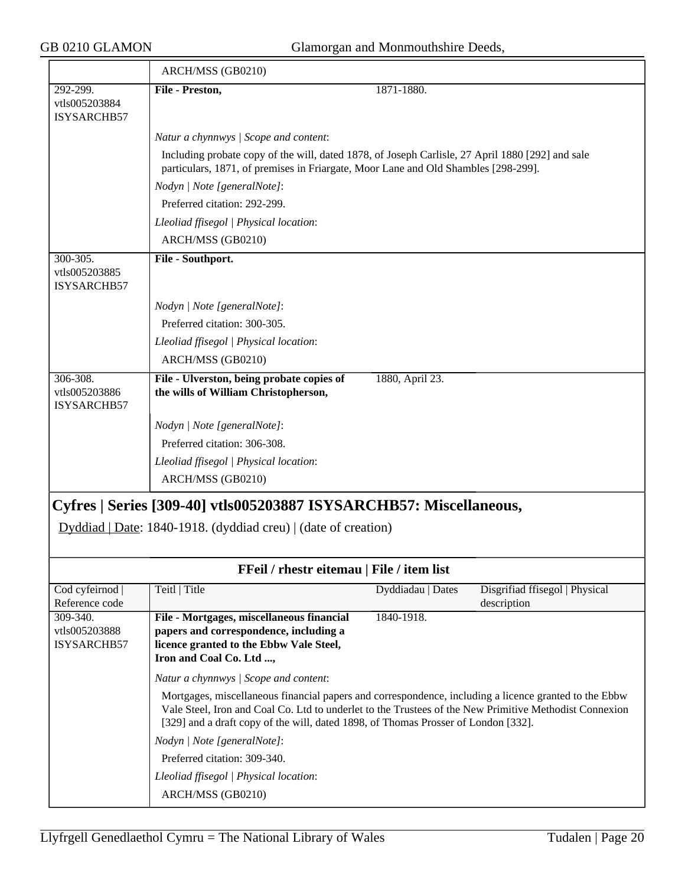| | |
|---|---|
| | ARCH/MSS (GB0210) |
| 292-299. vtls005203884 ISYSARCHB57 | **File - Preston,** 1871-1880. |
| | *Natur a chynnwys \| Scope and content*: |
| | Including probate copy of the will, dated 1878, of Joseph Carlisle, 27 April 1880 [292] and sale particulars, 1871, of premises in Friargate, Moor Lane and Old Shambles [298-299]. |
| | *Nodyn \| Note [generalNote]*: |
| | Preferred citation: 292-299. |
| | *Lleoliad ffisegol \| Physical location*: |
| | ARCH/MSS (GB0210) |
| 300-305. vtls005203885 ISYSARCHB57 | **File - Southport.** |
| | *Nodyn \| Note [generalNote]*: |
| | Preferred citation: 300-305. |
| | *Lleoliad ffisegol \| Physical location*: |
| | ARCH/MSS (GB0210) |
| 306-308. vtls005203886 ISYSARCHB57 | **File - Ulverston, being probate copies of the wills of William Christopherson,** 1880, April 23. |
| | *Nodyn \| Note [generalNote]*: |
| | Preferred citation: 306-308. |
| | *Lleoliad ffisegol \| Physical location*: |
| | ARCH/MSS (GB0210) |

## Cyfres | Series [309-40] vtls005203887 ISYSARCHB57: Miscellaneous,

Dyddiad | Date: 1840-1918. (dyddiad creu) | (date of creation)

**FFeil / rhestr eitemau | File / item list**

| Cod cyfeirnod \| Reference code | Teitl \| Title | Dyddiadau \| Dates | Disgrifiad ffisegol \| Physical description |
|---|---|---|---|
| 309-340. vtls005203888 ISYSARCHB57 | **File - Mortgages, miscellaneous financial papers and correspondence, including a licence granted to the Ebbw Vale Steel, Iron and Coal Co. Ltd ...,** | 1840-1918. | |
| | *Natur a chynnwys \| Scope and content*: Mortgages, miscellaneous financial papers and correspondence, including a licence granted to the Ebbw Vale Steel, Iron and Coal Co. Ltd to underlet to the Trustees of the New Primitive Methodist Connexion [329] and a draft copy of the will, dated 1898, of Thomas Prosser of London [332]. | | |
| | *Nodyn \| Note [generalNote]*: Preferred citation: 309-340. | | |
| | *Lleoliad ffisegol \| Physical location*: ARCH/MSS (GB0210) | | |